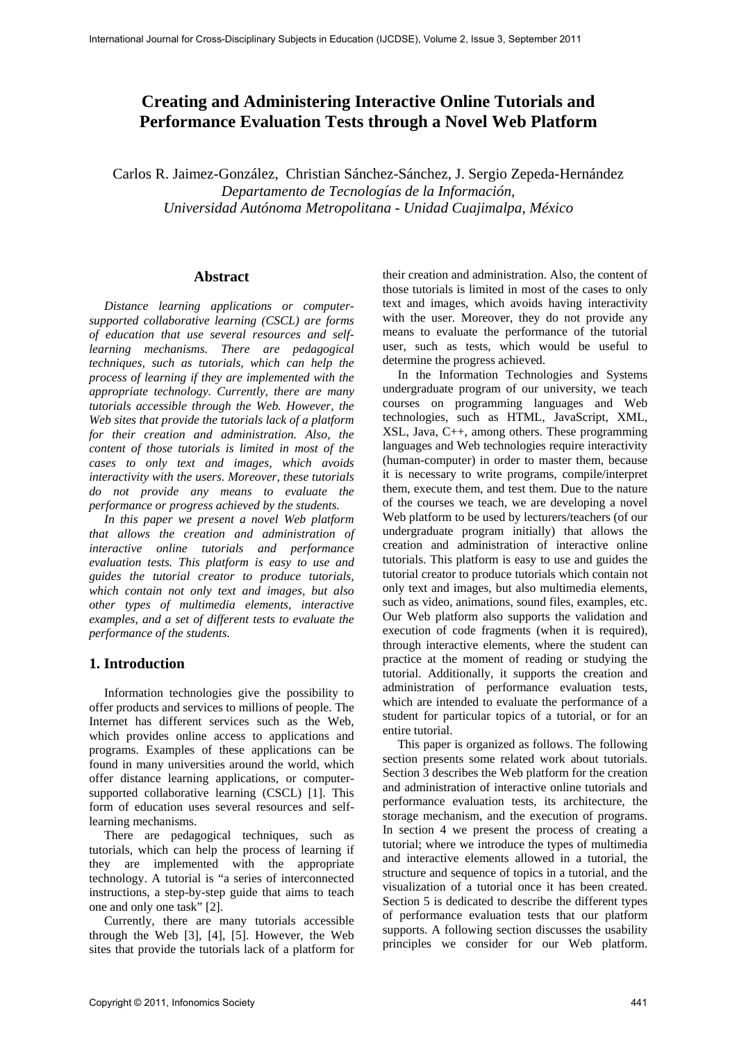# Creating and Administering Interactive Online Tutorials and Performance Evaluation Tests through a Novel Web Platform

Carlos R. Jaimez-González, Christian Sánchez-Sánchez, J. Sergio Zepeda-Hernández
*Departamento de Tecnologías de la Información,*
*Universidad Autónoma Metropolitana - Unidad Cuajimalpa, México*

## Abstract

*Distance learning applications or computer-supported collaborative learning (CSCL) are forms of education that use several resources and self-learning mechanisms. There are pedagogical techniques, such as tutorials, which can help the process of learning if they are implemented with the appropriate technology. Currently, there are many tutorials accessible through the Web. However, the Web sites that provide the tutorials lack of a platform for their creation and administration. Also, the content of those tutorials is limited in most of the cases to only text and images, which avoids interactivity with the users. Moreover, these tutorials do not provide any means to evaluate the performance or progress achieved by the students.*

*In this paper we present a novel Web platform that allows the creation and administration of interactive online tutorials and performance evaluation tests. This platform is easy to use and guides the tutorial creator to produce tutorials, which contain not only text and images, but also other types of multimedia elements, interactive examples, and a set of different tests to evaluate the performance of the students.*

## 1. Introduction

Information technologies give the possibility to offer products and services to millions of people. The Internet has different services such as the Web, which provides online access to applications and programs. Examples of these applications can be found in many universities around the world, which offer distance learning applications, or computer-supported collaborative learning (CSCL) [1]. This form of education uses several resources and self-learning mechanisms.

There are pedagogical techniques, such as tutorials, which can help the process of learning if they are implemented with the appropriate technology. A tutorial is "a series of interconnected instructions, a step-by-step guide that aims to teach one and only one task" [2].

Currently, there are many tutorials accessible through the Web [3], [4], [5]. However, the Web sites that provide the tutorials lack of a platform for their creation and administration. Also, the content of those tutorials is limited in most of the cases to only text and images, which avoids having interactivity with the user. Moreover, they do not provide any means to evaluate the performance of the tutorial user, such as tests, which would be useful to determine the progress achieved.

In the Information Technologies and Systems undergraduate program of our university, we teach courses on programming languages and Web technologies, such as HTML, JavaScript, XML, XSL, Java, C++, among others. These programming languages and Web technologies require interactivity (human-computer) in order to master them, because it is necessary to write programs, compile/interpret them, execute them, and test them. Due to the nature of the courses we teach, we are developing a novel Web platform to be used by lecturers/teachers (of our undergraduate program initially) that allows the creation and administration of interactive online tutorials. This platform is easy to use and guides the tutorial creator to produce tutorials which contain not only text and images, but also multimedia elements, such as video, animations, sound files, examples, etc. Our Web platform also supports the validation and execution of code fragments (when it is required), through interactive elements, where the student can practice at the moment of reading or studying the tutorial. Additionally, it supports the creation and administration of performance evaluation tests, which are intended to evaluate the performance of a student for particular topics of a tutorial, or for an entire tutorial.

This paper is organized as follows. The following section presents some related work about tutorials. Section 3 describes the Web platform for the creation and administration of interactive online tutorials and performance evaluation tests, its architecture, the storage mechanism, and the execution of programs. In section 4 we present the process of creating a tutorial; where we introduce the types of multimedia and interactive elements allowed in a tutorial, the structure and sequence of topics in a tutorial, and the visualization of a tutorial once it has been created. Section 5 is dedicated to describe the different types of performance evaluation tests that our platform supports. A following section discusses the usability principles we consider for our Web platform.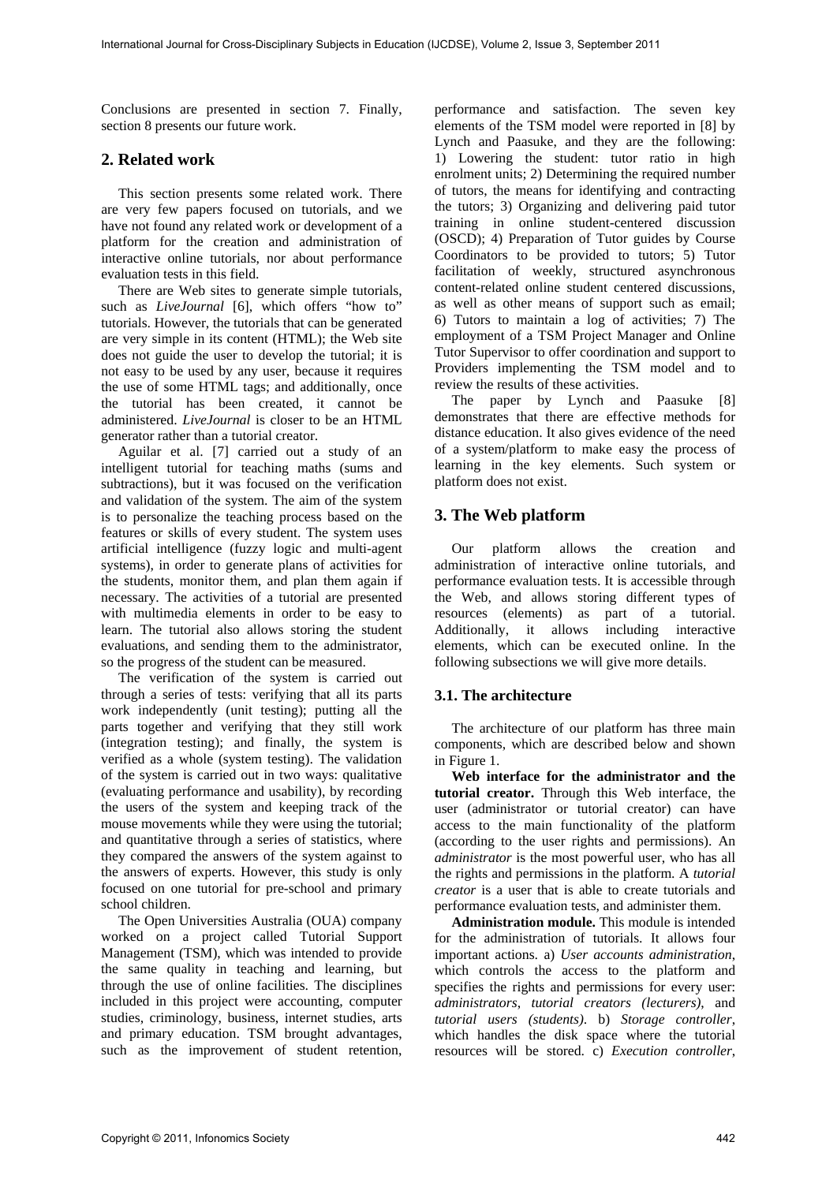Conclusions are presented in section 7. Finally, section 8 presents our future work.

## 2. Related work

This section presents some related work. There are very few papers focused on tutorials, and we have not found any related work or development of a platform for the creation and administration of interactive online tutorials, nor about performance evaluation tests in this field.

There are Web sites to generate simple tutorials, such as *LiveJournal* [6], which offers "how to" tutorials. However, the tutorials that can be generated are very simple in its content (HTML); the Web site does not guide the user to develop the tutorial; it is not easy to be used by any user, because it requires the use of some HTML tags; and additionally, once the tutorial has been created, it cannot be administered. *LiveJournal* is closer to be an HTML generator rather than a tutorial creator.

Aguilar et al. [7] carried out a study of an intelligent tutorial for teaching maths (sums and subtractions), but it was focused on the verification and validation of the system. The aim of the system is to personalize the teaching process based on the features or skills of every student. The system uses artificial intelligence (fuzzy logic and multi-agent systems), in order to generate plans of activities for the students, monitor them, and plan them again if necessary. The activities of a tutorial are presented with multimedia elements in order to be easy to learn. The tutorial also allows storing the student evaluations, and sending them to the administrator, so the progress of the student can be measured.

The verification of the system is carried out through a series of tests: verifying that all its parts work independently (unit testing); putting all the parts together and verifying that they still work (integration testing); and finally, the system is verified as a whole (system testing). The validation of the system is carried out in two ways: qualitative (evaluating performance and usability), by recording the users of the system and keeping track of the mouse movements while they were using the tutorial; and quantitative through a series of statistics, where they compared the answers of the system against to the answers of experts. However, this study is only focused on one tutorial for pre-school and primary school children.

The Open Universities Australia (OUA) company worked on a project called Tutorial Support Management (TSM), which was intended to provide the same quality in teaching and learning, but through the use of online facilities. The disciplines included in this project were accounting, computer studies, criminology, business, internet studies, arts and primary education. TSM brought advantages, such as the improvement of student retention, performance and satisfaction. The seven key elements of the TSM model were reported in [8] by Lynch and Paasuke, and they are the following: 1) Lowering the student: tutor ratio in high enrolment units; 2) Determining the required number of tutors, the means for identifying and contracting the tutors; 3) Organizing and delivering paid tutor training in online student-centered discussion (OSCD); 4) Preparation of Tutor guides by Course Coordinators to be provided to tutors; 5) Tutor facilitation of weekly, structured asynchronous content-related online student centered discussions, as well as other means of support such as email; 6) Tutors to maintain a log of activities; 7) The employment of a TSM Project Manager and Online Tutor Supervisor to offer coordination and support to Providers implementing the TSM model and to review the results of these activities.

The paper by Lynch and Paasuke [8] demonstrates that there are effective methods for distance education. It also gives evidence of the need of a system/platform to make easy the process of learning in the key elements. Such system or platform does not exist.

## 3. The Web platform

Our platform allows the creation and administration of interactive online tutorials, and performance evaluation tests. It is accessible through the Web, and allows storing different types of resources (elements) as part of a tutorial. Additionally, it allows including interactive elements, which can be executed online. In the following subsections we will give more details.

### 3.1. The architecture

The architecture of our platform has three main components, which are described below and shown in Figure 1.

**Web interface for the administrator and the tutorial creator.** Through this Web interface, the user (administrator or tutorial creator) can have access to the main functionality of the platform (according to the user rights and permissions). An *administrator* is the most powerful user, who has all the rights and permissions in the platform. A *tutorial creator* is a user that is able to create tutorials and performance evaluation tests, and administer them.

**Administration module.** This module is intended for the administration of tutorials. It allows four important actions. a) *User accounts administration*, which controls the access to the platform and specifies the rights and permissions for every user: *administrators*, *tutorial creators (lecturers)*, and *tutorial users (students)*. b) *Storage controller*, which handles the disk space where the tutorial resources will be stored. c) *Execution controller*,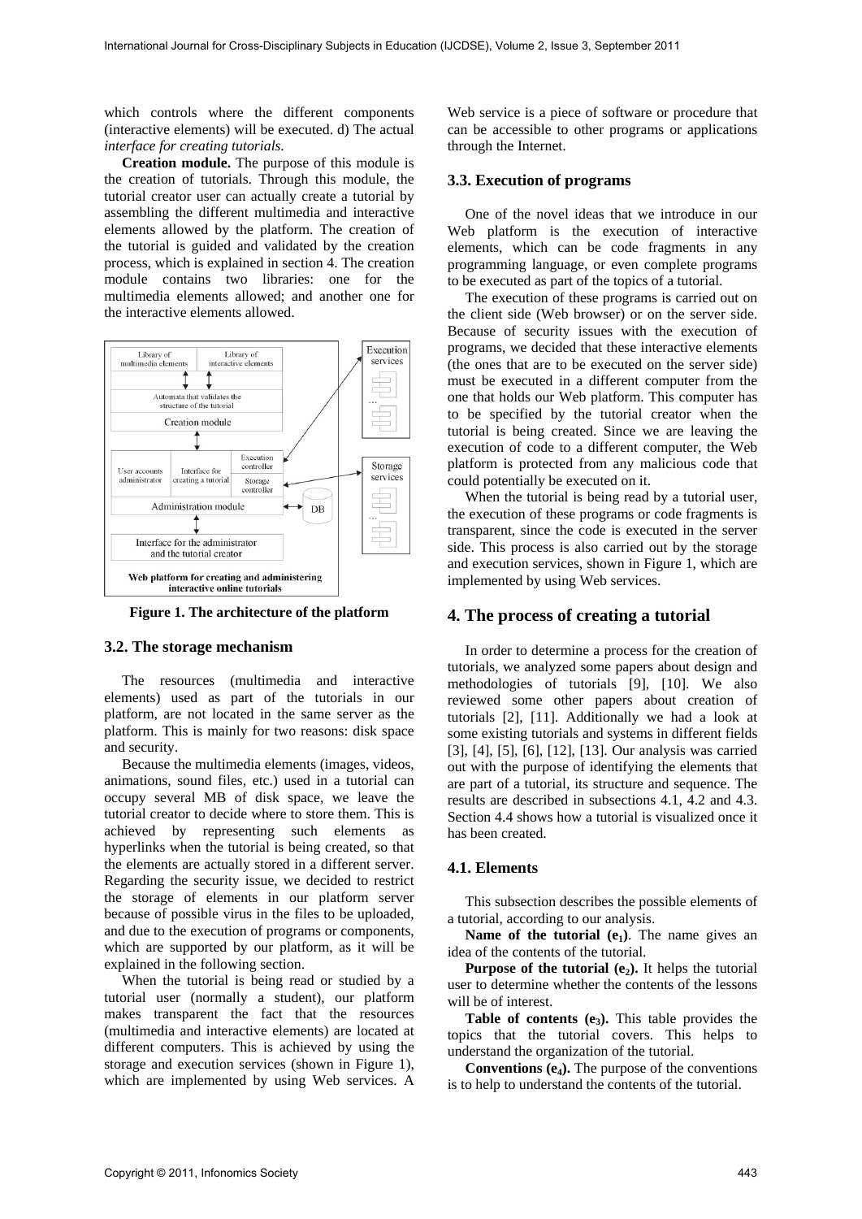which controls where the different components (interactive elements) will be executed. d) The actual *interface for creating tutorials.*

**Creation module.** The purpose of this module is the creation of tutorials. Through this module, the tutorial creator user can actually create a tutorial by assembling the different multimedia and interactive elements allowed by the platform. The creation of the tutorial is guided and validated by the creation process, which is explained in section 4. The creation module contains two libraries: one for the multimedia elements allowed; and another one for the interactive elements allowed.

**Figure 1. The architecture of the platform**

### 3.2. The storage mechanism

The resources (multimedia and interactive elements) used as part of the tutorials in our platform, are not located in the same server as the platform. This is mainly for two reasons: disk space and security.

Because the multimedia elements (images, videos, animations, sound files, etc.) used in a tutorial can occupy several MB of disk space, we leave the tutorial creator to decide where to store them. This is achieved by representing such elements as hyperlinks when the tutorial is being created, so that the elements are actually stored in a different server. Regarding the security issue, we decided to restrict the storage of elements in our platform server because of possible virus in the files to be uploaded, and due to the execution of programs or components, which are supported by our platform, as it will be explained in the following section.

When the tutorial is being read or studied by a tutorial user (normally a student), our platform makes transparent the fact that the resources (multimedia and interactive elements) are located at different computers. This is achieved by using the storage and execution services (shown in Figure 1), which are implemented by using Web services. A Web service is a piece of software or procedure that can be accessible to other programs or applications through the Internet.

### 3.3. Execution of programs

One of the novel ideas that we introduce in our Web platform is the execution of interactive elements, which can be code fragments in any programming language, or even complete programs to be executed as part of the topics of a tutorial.

The execution of these programs is carried out on the client side (Web browser) or on the server side. Because of security issues with the execution of programs, we decided that these interactive elements (the ones that are to be executed on the server side) must be executed in a different computer from the one that holds our Web platform. This computer has to be specified by the tutorial creator when the tutorial is being created. Since we are leaving the execution of code to a different computer, the Web platform is protected from any malicious code that could potentially be executed on it.

When the tutorial is being read by a tutorial user, the execution of these programs or code fragments is transparent, since the code is executed in the server side. This process is also carried out by the storage and execution services, shown in Figure 1, which are implemented by using Web services.

## 4. The process of creating a tutorial

In order to determine a process for the creation of tutorials, we analyzed some papers about design and methodologies of tutorials [9], [10]. We also reviewed some other papers about creation of tutorials [2], [11]. Additionally we had a look at some existing tutorials and systems in different fields [3], [4], [5], [6], [12], [13]. Our analysis was carried out with the purpose of identifying the elements that are part of a tutorial, its structure and sequence. The results are described in subsections 4.1, 4.2 and 4.3. Section 4.4 shows how a tutorial is visualized once it has been created.

### 4.1. Elements

This subsection describes the possible elements of a tutorial, according to our analysis.

**Name of the tutorial ($e_1$)**. The name gives an idea of the contents of the tutorial.

**Purpose of the tutorial ($e_2$).** It helps the tutorial user to determine whether the contents of the lessons will be of interest.

**Table of contents ($e_3$).** This table provides the topics that the tutorial covers. This helps to understand the organization of the tutorial.

**Conventions ($e_4$).** The purpose of the conventions is to help to understand the contents of the tutorial.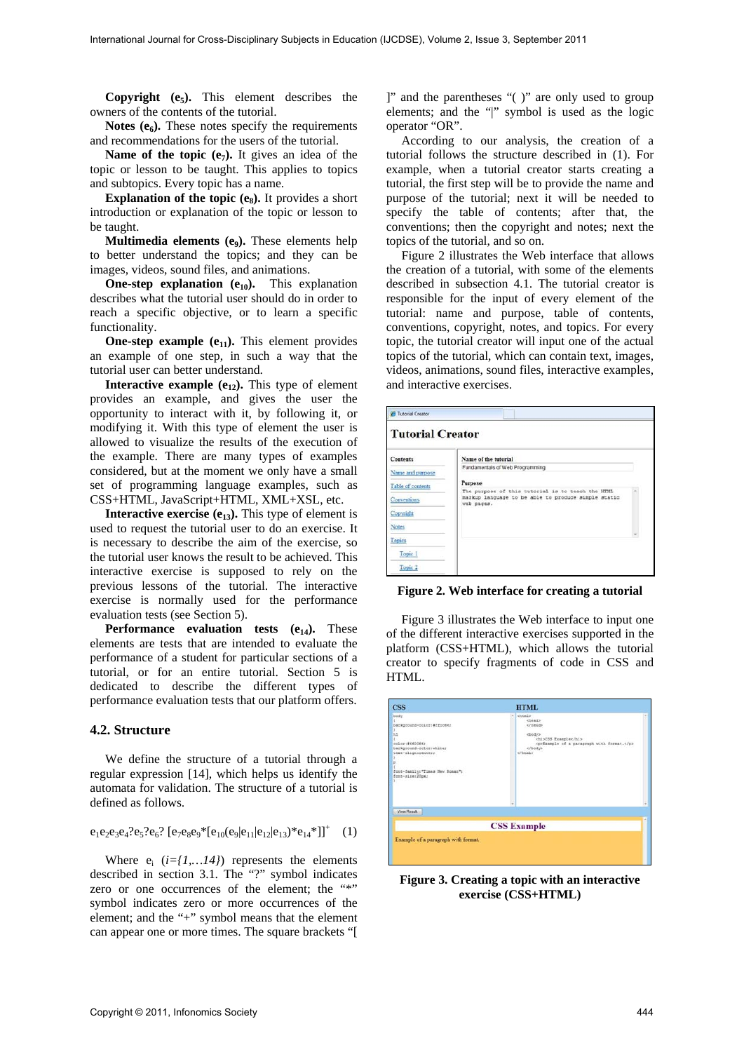**Copyright ($e_5$).** This element describes the owners of the contents of the tutorial.

**Notes ($e_6$).** These notes specify the requirements and recommendations for the users of the tutorial.

**Name of the topic ($e_7$).** It gives an idea of the topic or lesson to be taught. This applies to topics and subtopics. Every topic has a name.

**Explanation of the topic ($e_8$).** It provides a short introduction or explanation of the topic or lesson to be taught.

**Multimedia elements ($e_9$).** These elements help to better understand the topics; and they can be images, videos, sound files, and animations.

**One-step explanation ($e_{10}$).** This explanation describes what the tutorial user should do in order to reach a specific objective, or to learn a specific functionality.

**One-step example ($e_{11}$).** This element provides an example of one step, in such a way that the tutorial user can better understand.

**Interactive example ($e_{12}$).** This type of element provides an example, and gives the user the opportunity to interact with it, by following it, or modifying it. With this type of element the user is allowed to visualize the results of the execution of the example. There are many types of examples considered, but at the moment we only have a small set of programming language examples, such as CSS+HTML, JavaScript+HTML, XML+XSL, etc.

**Interactive exercise ($e_{13}$).** This type of element is used to request the tutorial user to do an exercise. It is necessary to describe the aim of the exercise, so the tutorial user knows the result to be achieved. This interactive exercise is supposed to rely on the previous lessons of the tutorial. The interactive exercise is normally used for the performance evaluation tests (see Section 5).

**Performance evaluation tests ($e_{14}$).** These elements are tests that are intended to evaluate the performance of a student for particular sections of a tutorial, or for an entire tutorial. Section 5 is dedicated to describe the different types of performance evaluation tests that our platform offers.

### 4.2. Structure

We define the structure of a tutorial through a regular expression [14], which helps us identify the automata for validation. The structure of a tutorial is defined as follows.

$$e_1e_2e_3e_4?e_5?e_6?\ [e_7e_8e_9{*}[e_{10}(e_9|e_{11}|e_{12}|e_{13})^{*}e_{14}{*}]]^{+} \quad (1)$$

Where $e_i$ $(i=\{1,\ldots 14\})$ represents the elements described in section 3.1. The "?" symbol indicates zero or one occurrences of the element; the "*" symbol indicates zero or more occurrences of the element; and the "+" symbol means that the element can appear one or more times. The square brackets "[ ]" and the parentheses "( )" are only used to group elements; and the "|" symbol is used as the logic operator "OR".

According to our analysis, the creation of a tutorial follows the structure described in (1). For example, when a tutorial creator starts creating a tutorial, the first step will be to provide the name and purpose of the tutorial; next it will be needed to specify the table of contents; after that, the conventions; then the copyright and notes; next the topics of the tutorial, and so on.

Figure 2 illustrates the Web interface that allows the creation of a tutorial, with some of the elements described in subsection 4.1. The tutorial creator is responsible for the input of every element of the tutorial: name and purpose, table of contents, conventions, copyright, notes, and topics. For every topic, the tutorial creator will input one of the actual topics of the tutorial, which can contain text, images, videos, animations, sound files, interactive examples, and interactive exercises.

**Figure 2. Web interface for creating a tutorial**

Figure 3 illustrates the Web interface to input one of the different interactive exercises supported in the platform (CSS+HTML), which allows the tutorial creator to specify fragments of code in CSS and HTML.

**Figure 3. Creating a topic with an interactive exercise (CSS+HTML)**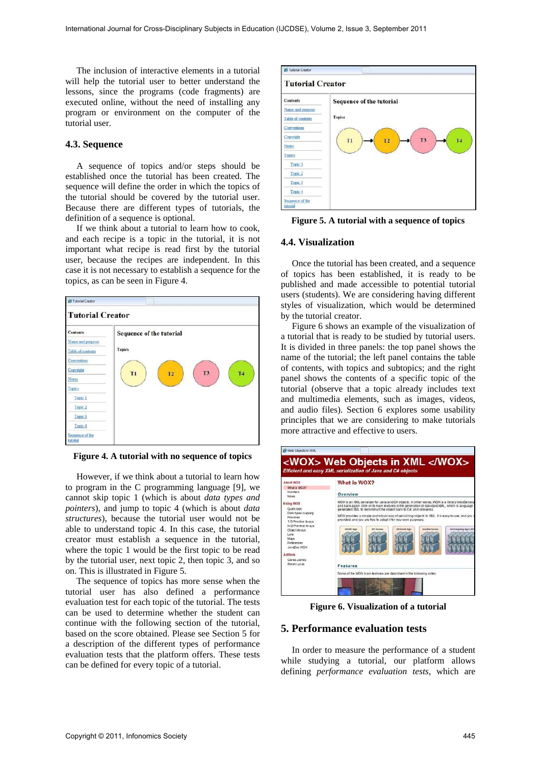The inclusion of interactive elements in a tutorial will help the tutorial user to better understand the lessons, since the programs (code fragments) are executed online, without the need of installing any program or environment on the computer of the tutorial user.

### 4.3. Sequence

A sequence of topics and/or steps should be established once the tutorial has been created. The sequence will define the order in which the topics of the tutorial should be covered by the tutorial user. Because there are different types of tutorials, the definition of a sequence is optional.

If we think about a tutorial to learn how to cook, and each recipe is a topic in the tutorial, it is not important what recipe is read first by the tutorial user, because the recipes are independent. In this case it is not necessary to establish a sequence for the topics, as can be seen in Figure 4.

**Figure 4. A tutorial with no sequence of topics**

However, if we think about a tutorial to learn how to program in the C programming language [9], we cannot skip topic 1 (which is about *data types and pointers*), and jump to topic 4 (which is about *data structures*), because the tutorial user would not be able to understand topic 4. In this case, the tutorial creator must establish a sequence in the tutorial, where the topic 1 would be the first topic to be read by the tutorial user, next topic 2, then topic 3, and so on. This is illustrated in Figure 5.

The sequence of topics has more sense when the tutorial user has also defined a performance evaluation test for each topic of the tutorial. The tests can be used to determine whether the student can continue with the following section of the tutorial, based on the score obtained. Please see Section 5 for a description of the different types of performance evaluation tests that the platform offers. These tests can be defined for every topic of a tutorial.

**Figure 5. A tutorial with a sequence of topics**

### 4.4. Visualization

Once the tutorial has been created, and a sequence of topics has been established, it is ready to be published and made accessible to potential tutorial users (students). We are considering having different styles of visualization, which would be determined by the tutorial creator.

Figure 6 shows an example of the visualization of a tutorial that is ready to be studied by tutorial users. It is divided in three panels: the top panel shows the name of the tutorial; the left panel contains the table of contents, with topics and subtopics; and the right panel shows the contents of a specific topic of the tutorial (observe that a topic already includes text and multimedia elements, such as images, videos, and audio files). Section 6 explores some usability principles that we are considering to make tutorials more attractive and effective to users.

**Figure 6. Visualization of a tutorial**

## 5. Performance evaluation tests

In order to measure the performance of a student while studying a tutorial, our platform allows defining *performance evaluation tests*, which are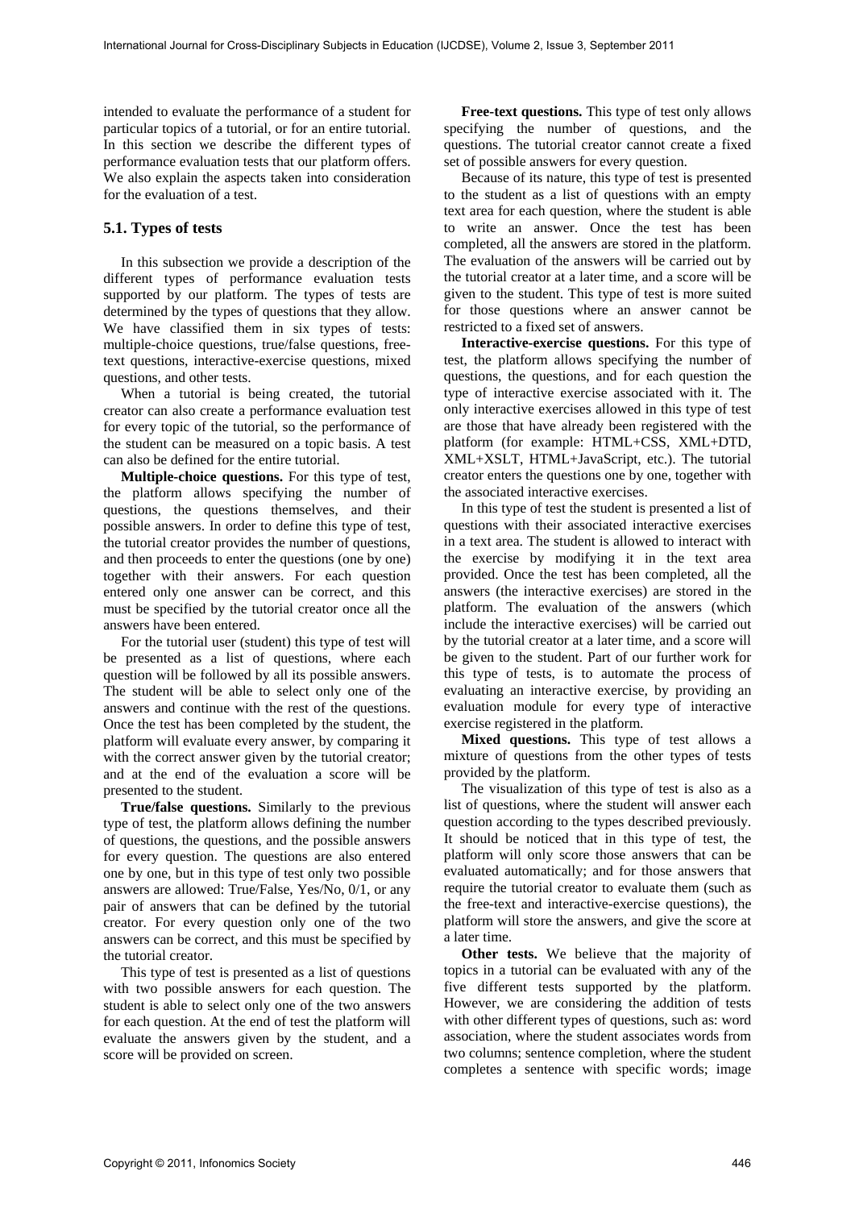intended to evaluate the performance of a student for particular topics of a tutorial, or for an entire tutorial. In this section we describe the different types of performance evaluation tests that our platform offers. We also explain the aspects taken into consideration for the evaluation of a test.

### 5.1. Types of tests

In this subsection we provide a description of the different types of performance evaluation tests supported by our platform. The types of tests are determined by the types of questions that they allow. We have classified them in six types of tests: multiple-choice questions, true/false questions, free-text questions, interactive-exercise questions, mixed questions, and other tests.

When a tutorial is being created, the tutorial creator can also create a performance evaluation test for every topic of the tutorial, so the performance of the student can be measured on a topic basis. A test can also be defined for the entire tutorial.

**Multiple-choice questions.** For this type of test, the platform allows specifying the number of questions, the questions themselves, and their possible answers. In order to define this type of test, the tutorial creator provides the number of questions, and then proceeds to enter the questions (one by one) together with their answers. For each question entered only one answer can be correct, and this must be specified by the tutorial creator once all the answers have been entered.

For the tutorial user (student) this type of test will be presented as a list of questions, where each question will be followed by all its possible answers. The student will be able to select only one of the answers and continue with the rest of the questions. Once the test has been completed by the student, the platform will evaluate every answer, by comparing it with the correct answer given by the tutorial creator; and at the end of the evaluation a score will be presented to the student.

**True/false questions.** Similarly to the previous type of test, the platform allows defining the number of questions, the questions, and the possible answers for every question. The questions are also entered one by one, but in this type of test only two possible answers are allowed: True/False, Yes/No, 0/1, or any pair of answers that can be defined by the tutorial creator. For every question only one of the two answers can be correct, and this must be specified by the tutorial creator.

This type of test is presented as a list of questions with two possible answers for each question. The student is able to select only one of the two answers for each question. At the end of test the platform will evaluate the answers given by the student, and a score will be provided on screen.

**Free-text questions.** This type of test only allows specifying the number of questions, and the questions. The tutorial creator cannot create a fixed set of possible answers for every question.

Because of its nature, this type of test is presented to the student as a list of questions with an empty text area for each question, where the student is able to write an answer. Once the test has been completed, all the answers are stored in the platform. The evaluation of the answers will be carried out by the tutorial creator at a later time, and a score will be given to the student. This type of test is more suited for those questions where an answer cannot be restricted to a fixed set of answers.

**Interactive-exercise questions.** For this type of test, the platform allows specifying the number of questions, the questions, and for each question the type of interactive exercise associated with it. The only interactive exercises allowed in this type of test are those that have already been registered with the platform (for example: HTML+CSS, XML+DTD, XML+XSLT, HTML+JavaScript, etc.). The tutorial creator enters the questions one by one, together with the associated interactive exercises.

In this type of test the student is presented a list of questions with their associated interactive exercises in a text area. The student is allowed to interact with the exercise by modifying it in the text area provided. Once the test has been completed, all the answers (the interactive exercises) are stored in the platform. The evaluation of the answers (which include the interactive exercises) will be carried out by the tutorial creator at a later time, and a score will be given to the student. Part of our further work for this type of tests, is to automate the process of evaluating an interactive exercise, by providing an evaluation module for every type of interactive exercise registered in the platform.

**Mixed questions.** This type of test allows a mixture of questions from the other types of tests provided by the platform.

The visualization of this type of test is also as a list of questions, where the student will answer each question according to the types described previously. It should be noticed that in this type of test, the platform will only score those answers that can be evaluated automatically; and for those answers that require the tutorial creator to evaluate them (such as the free-text and interactive-exercise questions), the platform will store the answers, and give the score at a later time.

**Other tests.** We believe that the majority of topics in a tutorial can be evaluated with any of the five different tests supported by the platform. However, we are considering the addition of tests with other different types of questions, such as: word association, where the student associates words from two columns; sentence completion, where the student completes a sentence with specific words; image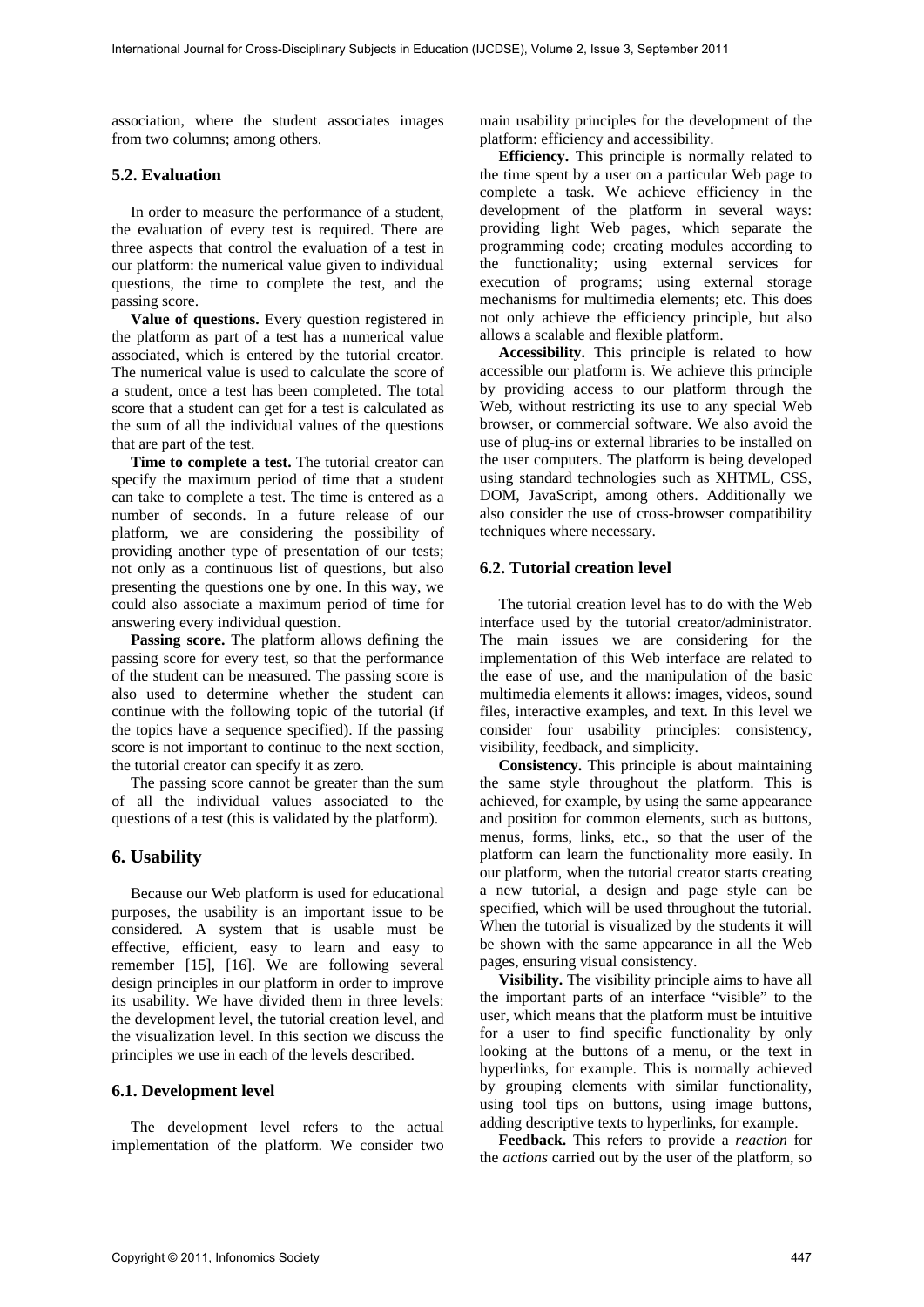association, where the student associates images from two columns; among others.

### 5.2. Evaluation

In order to measure the performance of a student, the evaluation of every test is required. There are three aspects that control the evaluation of a test in our platform: the numerical value given to individual questions, the time to complete the test, and the passing score.

**Value of questions.** Every question registered in the platform as part of a test has a numerical value associated, which is entered by the tutorial creator. The numerical value is used to calculate the score of a student, once a test has been completed. The total score that a student can get for a test is calculated as the sum of all the individual values of the questions that are part of the test.

**Time to complete a test.** The tutorial creator can specify the maximum period of time that a student can take to complete a test. The time is entered as a number of seconds. In a future release of our platform, we are considering the possibility of providing another type of presentation of our tests; not only as a continuous list of questions, but also presenting the questions one by one. In this way, we could also associate a maximum period of time for answering every individual question.

**Passing score.** The platform allows defining the passing score for every test, so that the performance of the student can be measured. The passing score is also used to determine whether the student can continue with the following topic of the tutorial (if the topics have a sequence specified). If the passing score is not important to continue to the next section, the tutorial creator can specify it as zero.

The passing score cannot be greater than the sum of all the individual values associated to the questions of a test (this is validated by the platform).

## 6. Usability

Because our Web platform is used for educational purposes, the usability is an important issue to be considered. A system that is usable must be effective, efficient, easy to learn and easy to remember [15], [16]. We are following several design principles in our platform in order to improve its usability. We have divided them in three levels: the development level, the tutorial creation level, and the visualization level. In this section we discuss the principles we use in each of the levels described.

### 6.1. Development level

The development level refers to the actual implementation of the platform. We consider two main usability principles for the development of the platform: efficiency and accessibility.

**Efficiency.** This principle is normally related to the time spent by a user on a particular Web page to complete a task. We achieve efficiency in the development of the platform in several ways: providing light Web pages, which separate the programming code; creating modules according to the functionality; using external services for execution of programs; using external storage mechanisms for multimedia elements; etc. This does not only achieve the efficiency principle, but also allows a scalable and flexible platform.

**Accessibility.** This principle is related to how accessible our platform is. We achieve this principle by providing access to our platform through the Web, without restricting its use to any special Web browser, or commercial software. We also avoid the use of plug-ins or external libraries to be installed on the user computers. The platform is being developed using standard technologies such as XHTML, CSS, DOM, JavaScript, among others. Additionally we also consider the use of cross-browser compatibility techniques where necessary.

### 6.2. Tutorial creation level

The tutorial creation level has to do with the Web interface used by the tutorial creator/administrator. The main issues we are considering for the implementation of this Web interface are related to the ease of use, and the manipulation of the basic multimedia elements it allows: images, videos, sound files, interactive examples, and text. In this level we consider four usability principles: consistency, visibility, feedback, and simplicity.

**Consistency.** This principle is about maintaining the same style throughout the platform. This is achieved, for example, by using the same appearance and position for common elements, such as buttons, menus, forms, links, etc., so that the user of the platform can learn the functionality more easily. In our platform, when the tutorial creator starts creating a new tutorial, a design and page style can be specified, which will be used throughout the tutorial. When the tutorial is visualized by the students it will be shown with the same appearance in all the Web pages, ensuring visual consistency.

**Visibility.** The visibility principle aims to have all the important parts of an interface "visible" to the user, which means that the platform must be intuitive for a user to find specific functionality by only looking at the buttons of a menu, or the text in hyperlinks, for example. This is normally achieved by grouping elements with similar functionality, using tool tips on buttons, using image buttons, adding descriptive texts to hyperlinks, for example.

**Feedback.** This refers to provide a *reaction* for the *actions* carried out by the user of the platform, so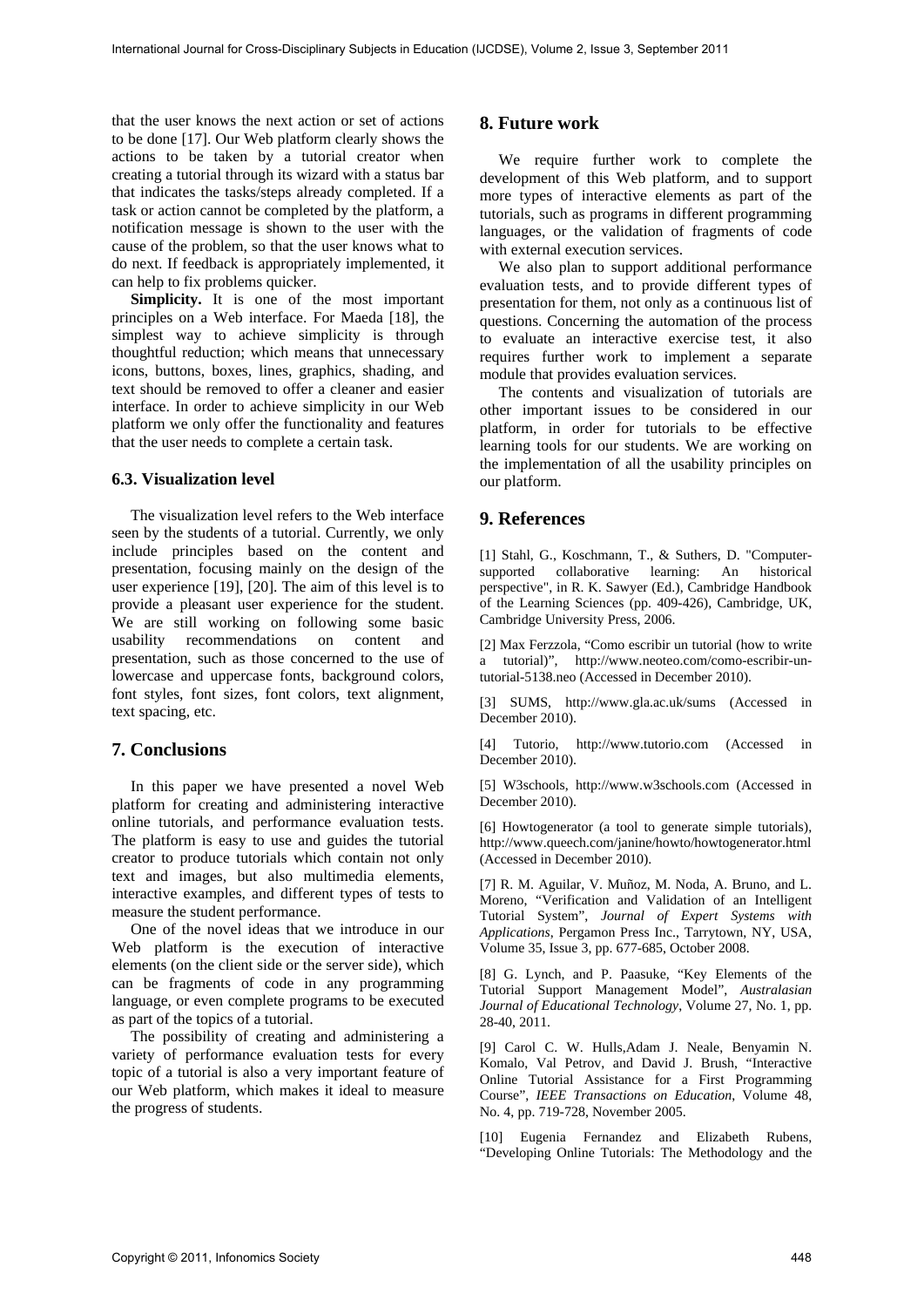that the user knows the next action or set of actions to be done [17]. Our Web platform clearly shows the actions to be taken by a tutorial creator when creating a tutorial through its wizard with a status bar that indicates the tasks/steps already completed. If a task or action cannot be completed by the platform, a notification message is shown to the user with the cause of the problem, so that the user knows what to do next. If feedback is appropriately implemented, it can help to fix problems quicker.

**Simplicity.** It is one of the most important principles on a Web interface. For Maeda [18], the simplest way to achieve simplicity is through thoughtful reduction; which means that unnecessary icons, buttons, boxes, lines, graphics, shading, and text should be removed to offer a cleaner and easier interface. In order to achieve simplicity in our Web platform we only offer the functionality and features that the user needs to complete a certain task.

### 6.3. Visualization level

The visualization level refers to the Web interface seen by the students of a tutorial. Currently, we only include principles based on the content and presentation, focusing mainly on the design of the user experience [19], [20]. The aim of this level is to provide a pleasant user experience for the student. We are still working on following some basic usability recommendations on content and presentation, such as those concerned to the use of lowercase and uppercase fonts, background colors, font styles, font sizes, font colors, text alignment, text spacing, etc.

## 7. Conclusions

In this paper we have presented a novel Web platform for creating and administering interactive online tutorials, and performance evaluation tests. The platform is easy to use and guides the tutorial creator to produce tutorials which contain not only text and images, but also multimedia elements, interactive examples, and different types of tests to measure the student performance.

One of the novel ideas that we introduce in our Web platform is the execution of interactive elements (on the client side or the server side), which can be fragments of code in any programming language, or even complete programs to be executed as part of the topics of a tutorial.

The possibility of creating and administering a variety of performance evaluation tests for every topic of a tutorial is also a very important feature of our Web platform, which makes it ideal to measure the progress of students.

## 8. Future work

We require further work to complete the development of this Web platform, and to support more types of interactive elements as part of the tutorials, such as programs in different programming languages, or the validation of fragments of code with external execution services.

We also plan to support additional performance evaluation tests, and to provide different types of presentation for them, not only as a continuous list of questions. Concerning the automation of the process to evaluate an interactive exercise test, it also requires further work to implement a separate module that provides evaluation services.

The contents and visualization of tutorials are other important issues to be considered in our platform, in order for tutorials to be effective learning tools for our students. We are working on the implementation of all the usability principles on our platform.

## 9. References

[1] Stahl, G., Koschmann, T., & Suthers, D. "Computer-supported collaborative learning: An historical perspective", in R. K. Sawyer (Ed.), Cambridge Handbook of the Learning Sciences (pp. 409-426), Cambridge, UK, Cambridge University Press, 2006.

[2] Max Ferzzola, "Como escribir un tutorial (how to write a tutorial)", http://www.neoteo.com/como-escribir-un-tutorial-5138.neo (Accessed in December 2010).

[3] SUMS, http://www.gla.ac.uk/sums (Accessed in December 2010).

[4] Tutorio, http://www.tutorio.com (Accessed in December 2010).

[5] W3schools, http://www.w3schools.com (Accessed in December 2010).

[6] Howtogenerator (a tool to generate simple tutorials), http://www.queech.com/janine/howto/howtogenerator.html (Accessed in December 2010).

[7] R. M. Aguilar, V. Muñoz, M. Noda, A. Bruno, and L. Moreno, "Verification and Validation of an Intelligent Tutorial System", *Journal of Expert Systems with Applications*, Pergamon Press Inc., Tarrytown, NY, USA, Volume 35, Issue 3, pp. 677-685, October 2008.

[8] G. Lynch, and P. Paasuke, "Key Elements of the Tutorial Support Management Model", *Australasian Journal of Educational Technology*, Volume 27, No. 1, pp. 28-40, 2011.

[9] Carol C. W. Hulls,Adam J. Neale, Benyamin N. Komalo, Val Petrov, and David J. Brush, "Interactive Online Tutorial Assistance for a First Programming Course", *IEEE Transactions on Education*, Volume 48, No. 4, pp. 719-728, November 2005.

[10] Eugenia Fernandez and Elizabeth Rubens, "Developing Online Tutorials: The Methodology and the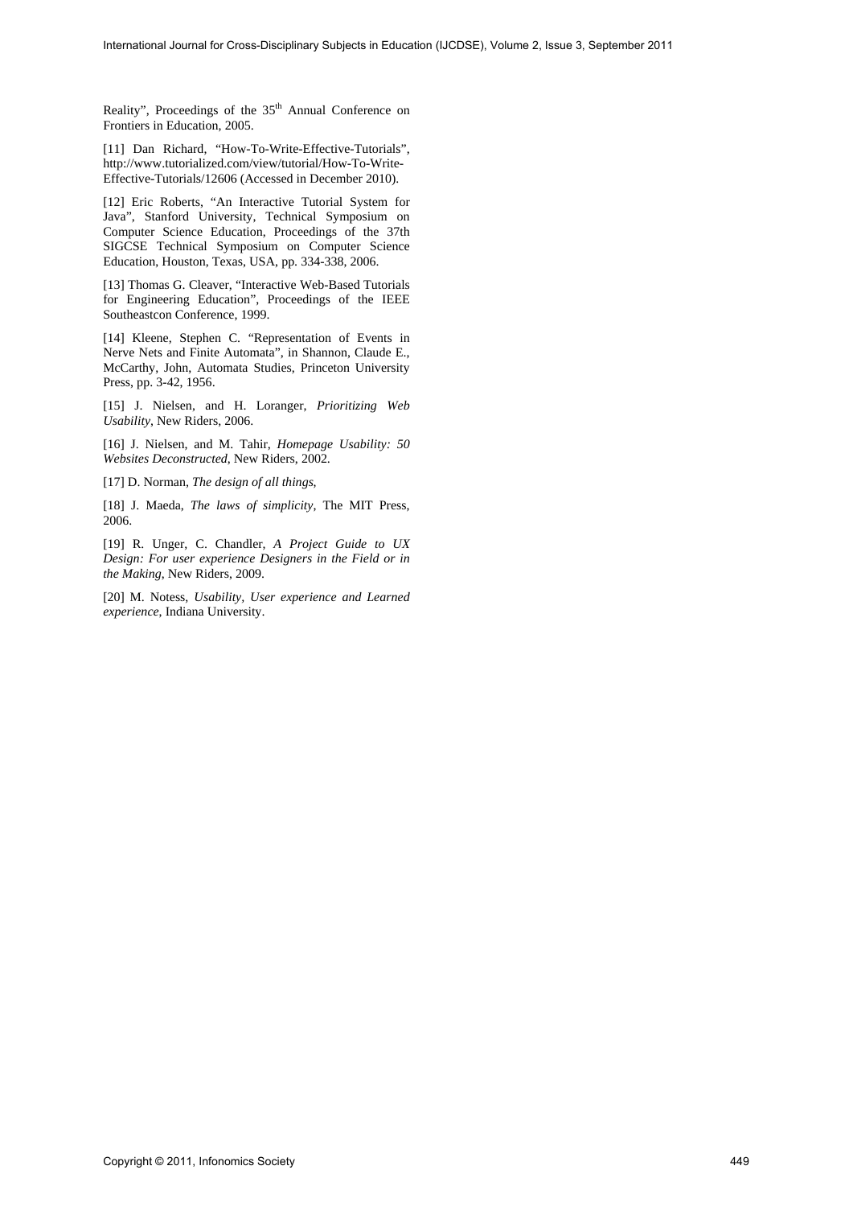Reality", Proceedings of the 35th Annual Conference on Frontiers in Education, 2005.

[11] Dan Richard, "How-To-Write-Effective-Tutorials", http://www.tutorialized.com/view/tutorial/How-To-Write-Effective-Tutorials/12606 (Accessed in December 2010).

[12] Eric Roberts, "An Interactive Tutorial System for Java", Stanford University, Technical Symposium on Computer Science Education, Proceedings of the 37th SIGCSE Technical Symposium on Computer Science Education, Houston, Texas, USA, pp. 334-338, 2006.

[13] Thomas G. Cleaver, "Interactive Web-Based Tutorials for Engineering Education", Proceedings of the IEEE Southeastcon Conference, 1999.

[14] Kleene, Stephen C. "Representation of Events in Nerve Nets and Finite Automata", in Shannon, Claude E., McCarthy, John, Automata Studies, Princeton University Press, pp. 3-42, 1956.

[15] J. Nielsen, and H. Loranger, *Prioritizing Web Usability*, New Riders, 2006.

[16] J. Nielsen, and M. Tahir, *Homepage Usability: 50 Websites Deconstructed*, New Riders, 2002.

[17] D. Norman, *The design of all things*,

[18] J. Maeda, *The laws of simplicity*, The MIT Press, 2006.

[19] R. Unger, C. Chandler, *A Project Guide to UX Design: For user experience Designers in the Field or in the Making*, New Riders, 2009.

[20] M. Notess, *Usability, User experience and Learned experience,* Indiana University.